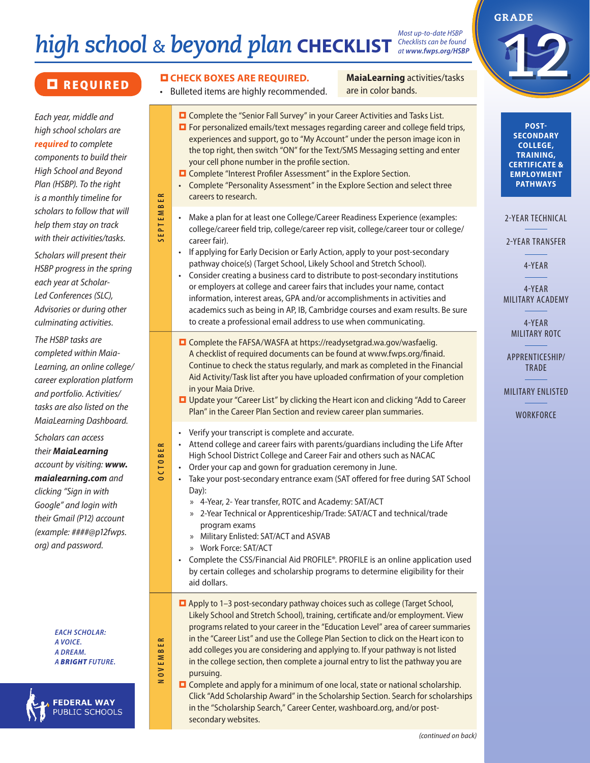# high school & beyond plan CHECKLIST

*Most up-to-date HSBP Checklists can be found at www.fwps.org/HSBP*

**GRADE 12**

## ☐ REQUIRED

*Each year, middle and high school scholars are **required** to complete components to build their High School and Beyond Plan (HSBP). To the right is a monthly timeline for scholars to follow that will help them stay on track with their activities/tasks.*

*Scholars will present their HSBP progress in the spring each year at Scholar-Led Conferences (SLC), Advisories or during other culminating activities.*

*The HSBP tasks are completed within Maia-Learning, an online college/career exploration platform and portfolio. Activities/tasks are also listed on the MaiaLearning Dashboard.*

*Scholars can access their **MaiaLearning** account by visiting: **www.maialearning.com** and clicking "Sign in with Google" and login with their Gmail (P12) account (example: ####@p12fwps.org) and password.*

**☐ CHECK BOXES ARE REQUIRED.**
- Bulleted items are highly recommended.

**MaiaLearning** activities/tasks are in color bands.

### SEPTEMBER

- ☐ Complete the "Senior Fall Survey" in your Career Activities and Tasks List.
- ☐ For personalized emails/text messages regarding career and college field trips, experiences and support, go to "My Account" under the person image icon in the top right, then switch "ON" for the Text/SMS Messaging setting and enter your cell phone number in the profile section.
- ☐ Complete "Interest Profiler Assessment" in the Explore Section.
- Complete "Personality Assessment" in the Explore Section and select three careers to research.

- Make a plan for at least one College/Career Readiness Experience (examples: college/career field trip, college/career rep visit, college/career tour or college/career fair).
- If applying for Early Decision or Early Action, apply to your post-secondary pathway choice(s) (Target School, Likely School and Stretch School).
- Consider creating a business card to distribute to post-secondary institutions or employers at college and career fairs that includes your name, contact information, interest areas, GPA and/or accomplishments in activities and academics such as being in AP, IB, Cambridge courses and exam results. Be sure to create a professional email address to use when communicating.

### OCTOBER

- ☐ Complete the FAFSA/WASFA at https://readysetgrad.wa.gov/wasfaelig. A checklist of required documents can be found at www.fwps.org/finaid. Continue to check the status regularly, and mark as completed in the Financial Aid Activity/Task list after you have uploaded confirmation of your completion in your Maia Drive.
- ☐ Update your "Career List" by clicking the Heart icon and clicking "Add to Career Plan" in the Career Plan Section and review career plan summaries.

- Verify your transcript is complete and accurate.
- Attend college and career fairs with parents/guardians including the Life After High School District College and Career Fair and others such as NACAC
- Order your cap and gown for graduation ceremony in June.
- Take your post-secondary entrance exam (SAT offered for free during SAT School Day):
  - 4-Year, 2- Year transfer, ROTC and Academy: SAT/ACT
  - 2-Year Technical or Apprenticeship/Trade: SAT/ACT and technical/trade program exams
  - Military Enlisted: SAT/ACT and ASVAB
  - Work Force: SAT/ACT
- Complete the CSS/Financial Aid PROFILE®. PROFILE is an online application used by certain colleges and scholarship programs to determine eligibility for their aid dollars.

### NOVEMBER

- ☐ Apply to 1–3 post-secondary pathway choices such as college (Target School, Likely School and Stretch School), training, certificate and/or employment. View programs related to your career in the "Education Level" area of career summaries in the "Career List" and use the College Plan Section to click on the Heart icon to add colleges you are considering and applying to. If your pathway is not listed in the college section, then complete a journal entry to list the pathway you are pursuing.
- ☐ Complete and apply for a minimum of one local, state or national scholarship. Click "Add Scholarship Award" in the Scholarship Section. Search for scholarships in the "Scholarship Search," Career Center, washboard.org, and/or post-secondary websites.

*(continued on back)*

**POST-SECONDARY COLLEGE, TRAINING, CERTIFICATE & EMPLOYMENT PATHWAYS**

- 2-YEAR TECHNICAL
- 2-YEAR TRANSFER
- 4-YEAR
- 4-YEAR MILITARY ACADEMY
- 4-YEAR MILITARY ROTC
- APPRENTICESHIP/TRADE
- MILITARY ENLISTED
- WORKFORCE

*EACH SCHOLAR: A VOICE. A DREAM. A **BRIGHT** FUTURE.*

**FEDERAL WAY** PUBLIC SCHOOLS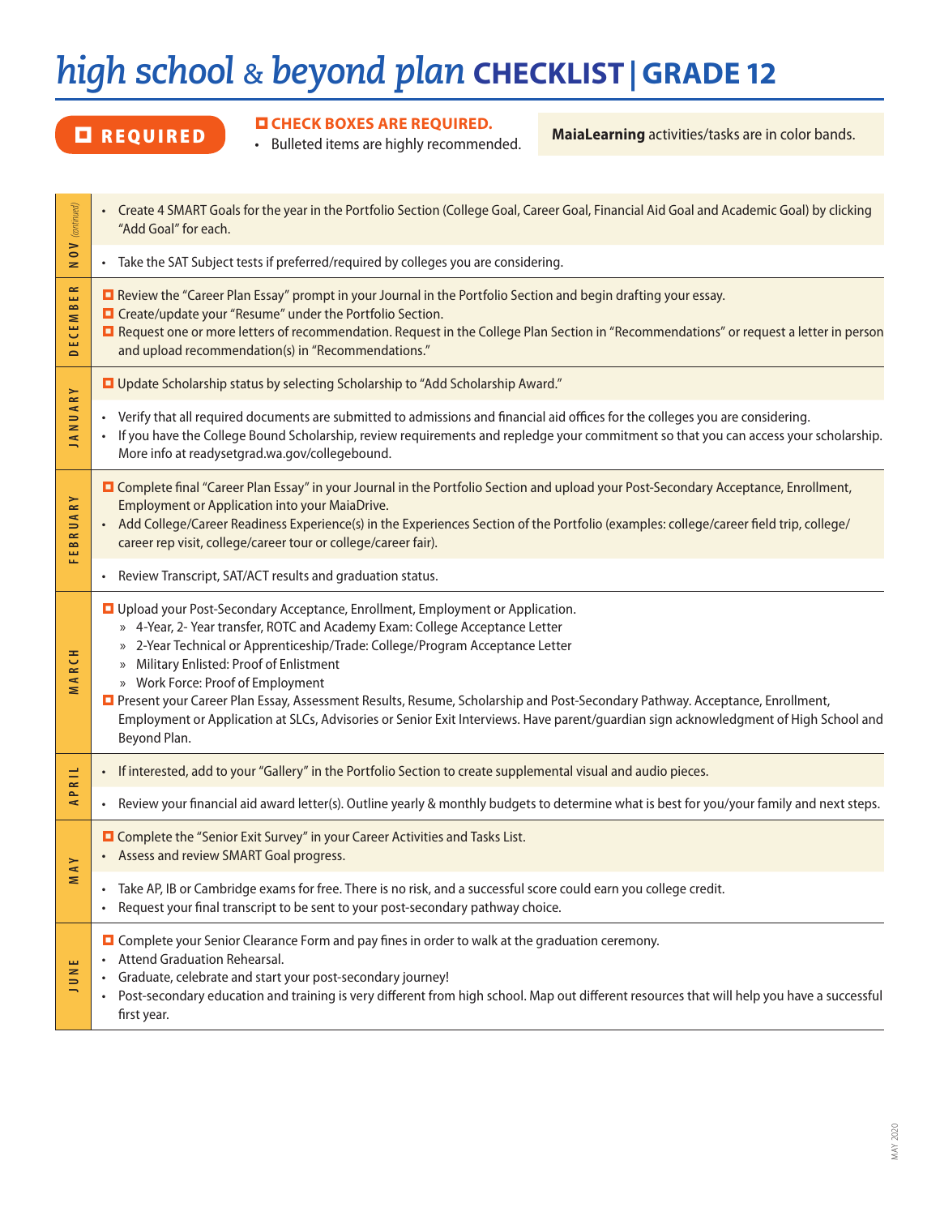# *high school & beyond plan* CHECKLIST | GRADE 12

**REQUIRED**

**CHECK BOXES ARE REQUIRED.**
- Bulleted items are highly recommended.

**MaiaLearning** activities/tasks are in color bands.

| | |
|---|---|
| **NOV** *(continued)* | • Create 4 SMART Goals for the year in the Portfolio Section (College Goal, Career Goal, Financial Aid Goal and Academic Goal) by clicking "Add Goal" for each. |
| | • Take the SAT Subject tests if preferred/required by colleges you are considering. |
| **DECEMBER** | ☐ Review the "Career Plan Essay" prompt in your Journal in the Portfolio Section and begin drafting your essay.<br>☐ Create/update your "Resume" under the Portfolio Section.<br>☐ Request one or more letters of recommendation. Request in the College Plan Section in "Recommendations" or request a letter in person and upload recommendation(s) in "Recommendations." |
| **JANUARY** | ☐ Update Scholarship status by selecting Scholarship to "Add Scholarship Award." |
| | • Verify that all required documents are submitted to admissions and financial aid offices for the colleges you are considering.<br>• If you have the College Bound Scholarship, review requirements and repledge your commitment so that you can access your scholarship. More info at readysetgrad.wa.gov/collegebound. |
| **FEBRUARY** | ☐ Complete final "Career Plan Essay" in your Journal in the Portfolio Section and upload your Post-Secondary Acceptance, Enrollment, Employment or Application into your MaiaDrive.<br>• Add College/Career Readiness Experience(s) in the Experiences Section of the Portfolio (examples: college/career field trip, college/career rep visit, college/career tour or college/career fair). |
| | • Review Transcript, SAT/ACT results and graduation status. |
| **MARCH** | ☐ Upload your Post-Secondary Acceptance, Enrollment, Employment or Application.<br>» 4-Year, 2- Year transfer, ROTC and Academy Exam: College Acceptance Letter<br>» 2-Year Technical or Apprenticeship/Trade: College/Program Acceptance Letter<br>» Military Enlisted: Proof of Enlistment<br>» Work Force: Proof of Employment<br>☐ Present your Career Plan Essay, Assessment Results, Resume, Scholarship and Post-Secondary Pathway. Acceptance, Enrollment, Employment or Application at SLCs, Advisories or Senior Exit Interviews. Have parent/guardian sign acknowledgment of High School and Beyond Plan. |
| **APRIL** | • If interested, add to your "Gallery" in the Portfolio Section to create supplemental visual and audio pieces. |
| | • Review your financial aid award letter(s). Outline yearly & monthly budgets to determine what is best for you/your family and next steps. |
| **MAY** | ☐ Complete the "Senior Exit Survey" in your Career Activities and Tasks List.<br>• Assess and review SMART Goal progress. |
| | • Take AP, IB or Cambridge exams for free. There is no risk, and a successful score could earn you college credit.<br>• Request your final transcript to be sent to your post-secondary pathway choice. |
| **JUNE** | ☐ Complete your Senior Clearance Form and pay fines in order to walk at the graduation ceremony.<br>• Attend Graduation Rehearsal.<br>• Graduate, celebrate and start your post-secondary journey!<br>• Post-secondary education and training is very different from high school. Map out different resources that will help you have a successful first year. |

MAY 2020